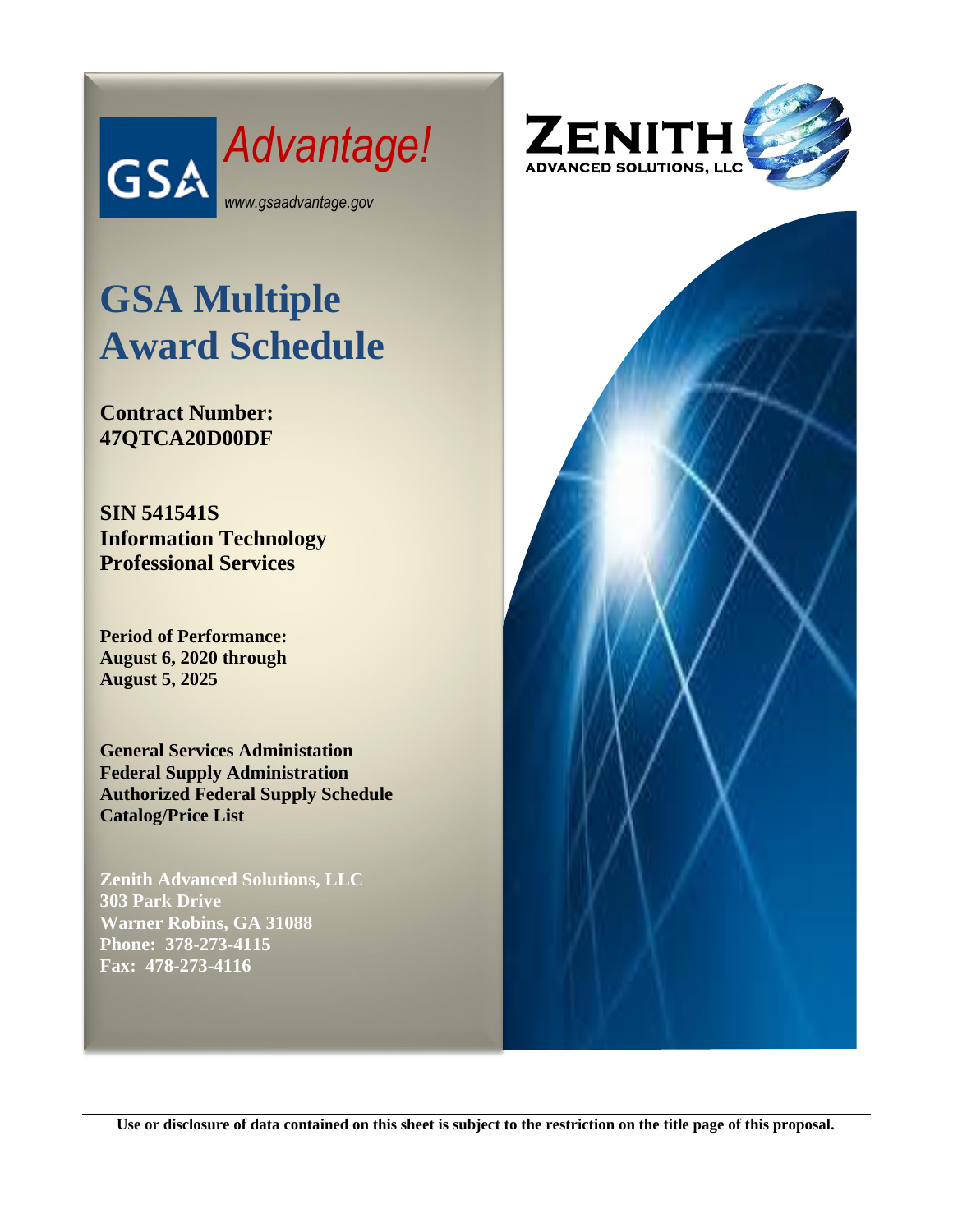GSA *Advantage!*

www.gsaadvantage.gov

ZENITH ADVANCED SOLUTIONS, LLC

# GSA Multiple Award Schedule

**Contract Number: 47QTCA20D00DF**

**SIN 541541S**
**Information Technology Professional Services**

**Period of Performance:**
**August 6, 2020 through**
**August 5, 2025**

**General Services Administation**
**Federal Supply Administration**
**Authorized Federal Supply Schedule**
**Catalog/Price List**

**Zenith Advanced Solutions, LLC**
**303 Park Drive**
**Warner Robins, GA 31088**
**Phone: 378-273-4115**
**Fax: 478-273-4116**

**Use or disclosure of data contained on this sheet is subject to the restriction on the title page of this proposal.**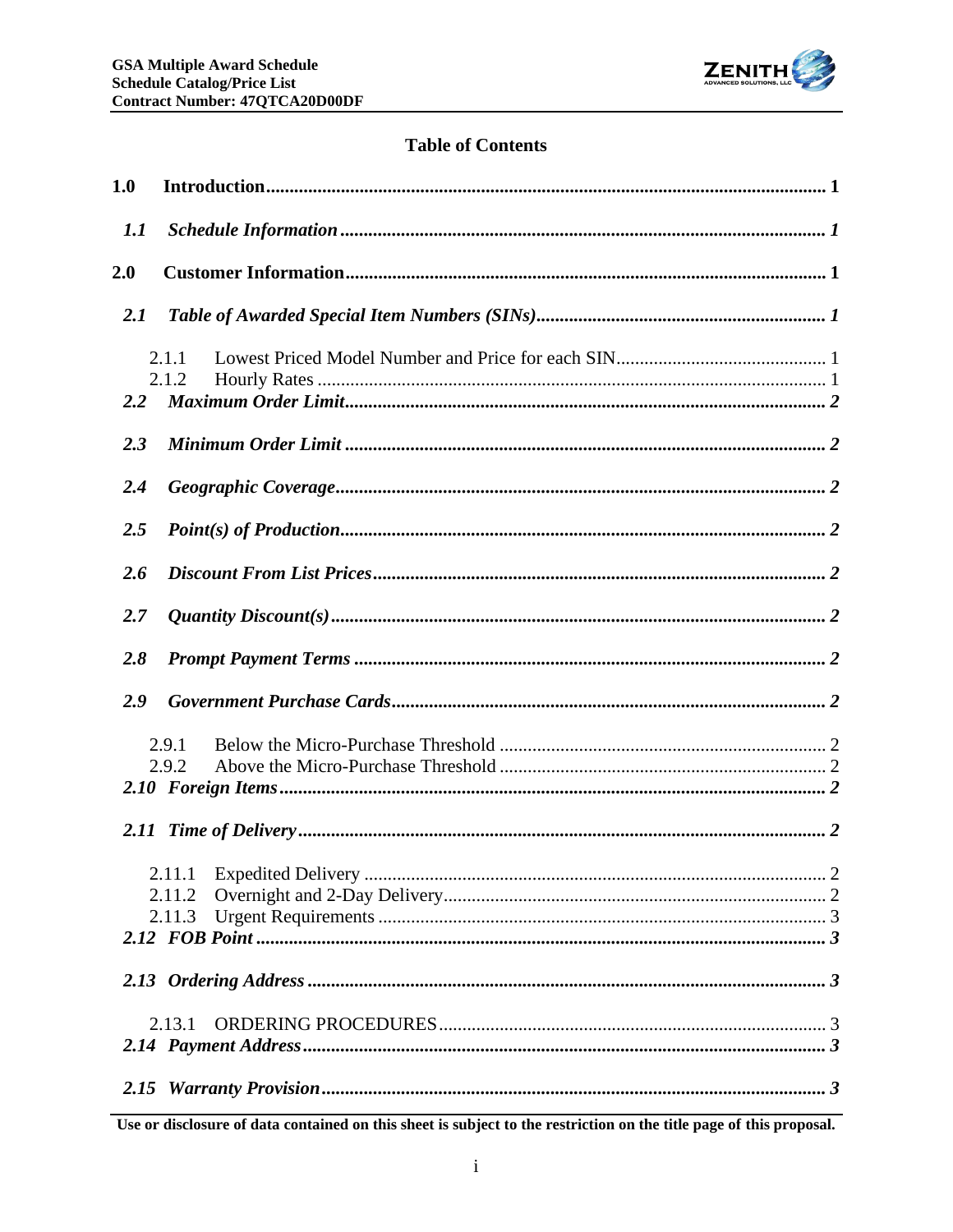## Table of Contents

**1.0 Introduction** ........ 1

***1.1 Schedule Information*** ........ 1

**2.0 Customer Information** ........ 1

***2.1 Table of Awarded Special Item Numbers (SINs)*** ........ 1

2.1.1 Lowest Priced Model Number and Price for each SIN ........ 1
2.1.2 Hourly Rates ........ 1

***2.2 Maximum Order Limit*** ........ 2

***2.3 Minimum Order Limit*** ........ 2

***2.4 Geographic Coverage*** ........ 2

***2.5 Point(s) of Production*** ........ 2

***2.6 Discount From List Prices*** ........ 2

***2.7 Quantity Discount(s)*** ........ 2

***2.8 Prompt Payment Terms*** ........ 2

***2.9 Government Purchase Cards*** ........ 2

2.9.1 Below the Micro-Purchase Threshold ........ 2
2.9.2 Above the Micro-Purchase Threshold ........ 2

***2.10 Foreign Items*** ........ 2

***2.11 Time of Delivery*** ........ 2

2.11.1 Expedited Delivery ........ 2
2.11.2 Overnight and 2-Day Delivery ........ 2
2.11.3 Urgent Requirements ........ 3

***2.12 FOB Point*** ........ 3

***2.13 Ordering Address*** ........ 3

2.13.1 ORDERING PROCEDURES ........ 3

***2.14 Payment Address*** ........ 3

***2.15 Warranty Provision*** ........ 3

**Use or disclosure of data contained on this sheet is subject to the restriction on the title page of this proposal.**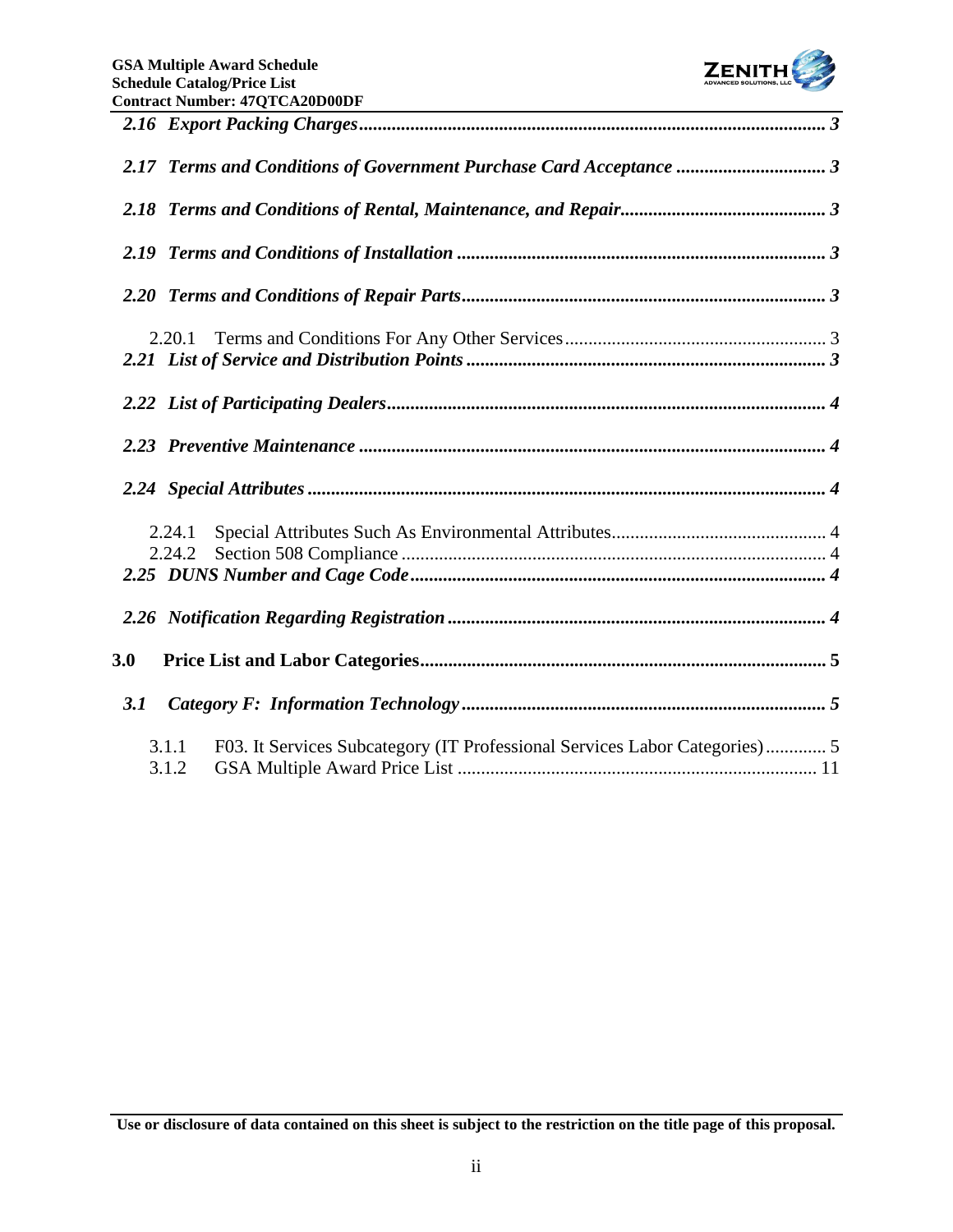*2.16 Export Packing Charges* ................................................................................................ *3*

*2.17 Terms and Conditions of Government Purchase Card Acceptance* ................................ *3*

*2.18 Terms and Conditions of Rental, Maintenance, and Repair* ........................................... *3*

*2.19 Terms and Conditions of Installation* .............................................................................. *3*

*2.20 Terms and Conditions of Repair Parts* ............................................................................ *3*

2.20.1 Terms and Conditions For Any Other Services ....................................................... 3

*2.21 List of Service and Distribution Points* ........................................................................... *3*

*2.22 List of Participating Dealers* ............................................................................................ *4*

*2.23 Preventive Maintenance* .................................................................................................. *4*

*2.24 Special Attributes* ............................................................................................................ *4*

2.24.1 Special Attributes Such As Environmental Attributes ............................................. 4

2.24.2 Section 508 Compliance ......................................................................................... 4

*2.25 DUNS Number and Cage Code* ....................................................................................... *4*

*2.26 Notification Regarding Registration* ............................................................................... *4*

**3.0 Price List and Labor Categories** ....................................................................................... **5**

***3.1 Category F: Information Technology*** ............................................................................ ***5***

3.1.1 F03. It Services Subcategory (IT Professional Services Labor Categories) ............ 5

3.1.2 GSA Multiple Award Price List ............................................................................ 11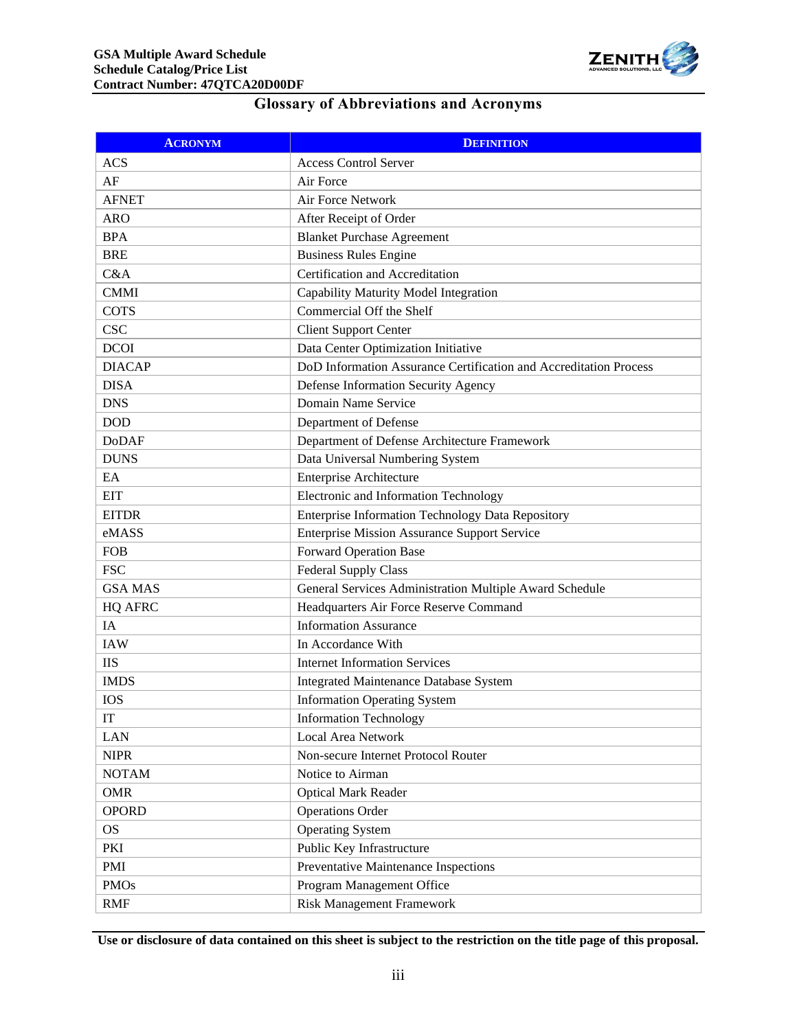## Glossary of Abbreviations and Acronyms

| Acronym | Definition |
|---|---|
| ACS | Access Control Server |
| AF | Air Force |
| AFNET | Air Force Network |
| ARO | After Receipt of Order |
| BPA | Blanket Purchase Agreement |
| BRE | Business Rules Engine |
| C&A | Certification and Accreditation |
| CMMI | Capability Maturity Model Integration |
| COTS | Commercial Off the Shelf |
| CSC | Client Support Center |
| DCOI | Data Center Optimization Initiative |
| DIACAP | DoD Information Assurance Certification and Accreditation Process |
| DISA | Defense Information Security Agency |
| DNS | Domain Name Service |
| DOD | Department of Defense |
| DoDAF | Department of Defense Architecture Framework |
| DUNS | Data Universal Numbering System |
| EA | Enterprise Architecture |
| EIT | Electronic and Information Technology |
| EITDR | Enterprise Information Technology Data Repository |
| eMASS | Enterprise Mission Assurance Support Service |
| FOB | Forward Operation Base |
| FSC | Federal Supply Class |
| GSA MAS | General Services Administration Multiple Award Schedule |
| HQ AFRC | Headquarters Air Force Reserve Command |
| IA | Information Assurance |
| IAW | In Accordance With |
| IIS | Internet Information Services |
| IMDS | Integrated Maintenance Database System |
| IOS | Information Operating System |
| IT | Information Technology |
| LAN | Local Area Network |
| NIPR | Non-secure Internet Protocol Router |
| NOTAM | Notice to Airman |
| OMR | Optical Mark Reader |
| OPORD | Operations Order |
| OS | Operating System |
| PKI | Public Key Infrastructure |
| PMI | Preventative Maintenance Inspections |
| PMOs | Program Management Office |
| RMF | Risk Management Framework |

**Use or disclosure of data contained on this sheet is subject to the restriction on the title page of this proposal.**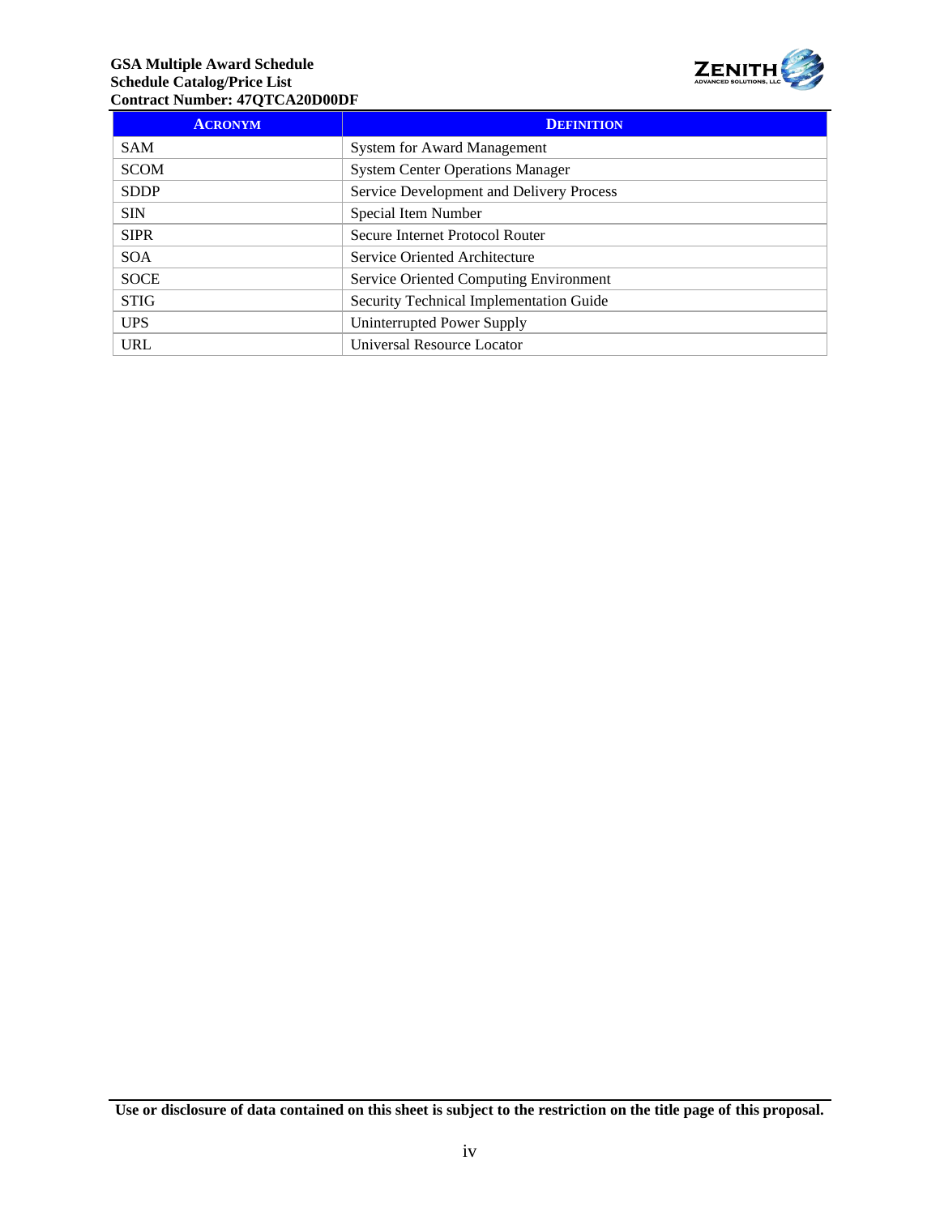| ACRONYM | DEFINITION |
| --- | --- |
| SAM | System for Award Management |
| SCOM | System Center Operations Manager |
| SDDP | Service Development and Delivery Process |
| SIN | Special Item Number |
| SIPR | Secure Internet Protocol Router |
| SOA | Service Oriented Architecture |
| SOCE | Service Oriented Computing Environment |
| STIG | Security Technical Implementation Guide |
| UPS | Uninterrupted Power Supply |
| URL | Universal Resource Locator |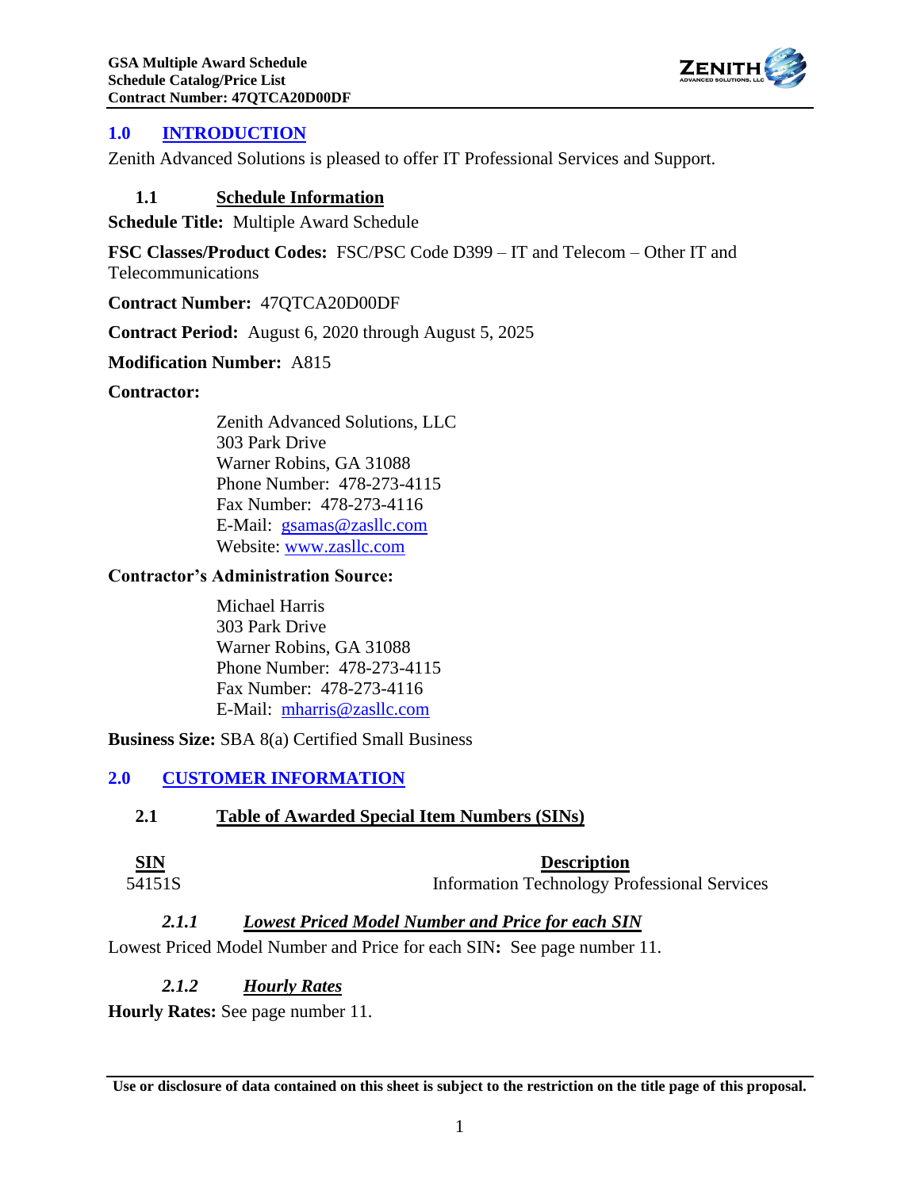## 1.0 INTRODUCTION

Zenith Advanced Solutions is pleased to offer IT Professional Services and Support.

### 1.1 Schedule Information

**Schedule Title:** Multiple Award Schedule

**FSC Classes/Product Codes:** FSC/PSC Code D399 – IT and Telecom – Other IT and Telecommunications

**Contract Number:** 47QTCA20D00DF

**Contract Period:** August 6, 2020 through August 5, 2025

**Modification Number:** A815

**Contractor:**

Zenith Advanced Solutions, LLC
303 Park Drive
Warner Robins, GA 31088
Phone Number: 478-273-4115
Fax Number: 478-273-4116
E-Mail: gsamas@zasllc.com
Website: www.zasllc.com

**Contractor's Administration Source:**

Michael Harris
303 Park Drive
Warner Robins, GA 31088
Phone Number: 478-273-4115
Fax Number: 478-273-4116
E-Mail: mharris@zasllc.com

**Business Size:** SBA 8(a) Certified Small Business

## 2.0 CUSTOMER INFORMATION

### 2.1 Table of Awarded Special Item Numbers (SINs)

| SIN | Description |
|---|---|
| 54151S | Information Technology Professional Services |

#### *2.1.1 Lowest Priced Model Number and Price for each SIN*

Lowest Priced Model Number and Price for each SIN**:** See page number 11.

#### *2.1.2 Hourly Rates*

**Hourly Rates:** See page number 11.

**Use or disclosure of data contained on this sheet is subject to the restriction on the title page of this proposal.**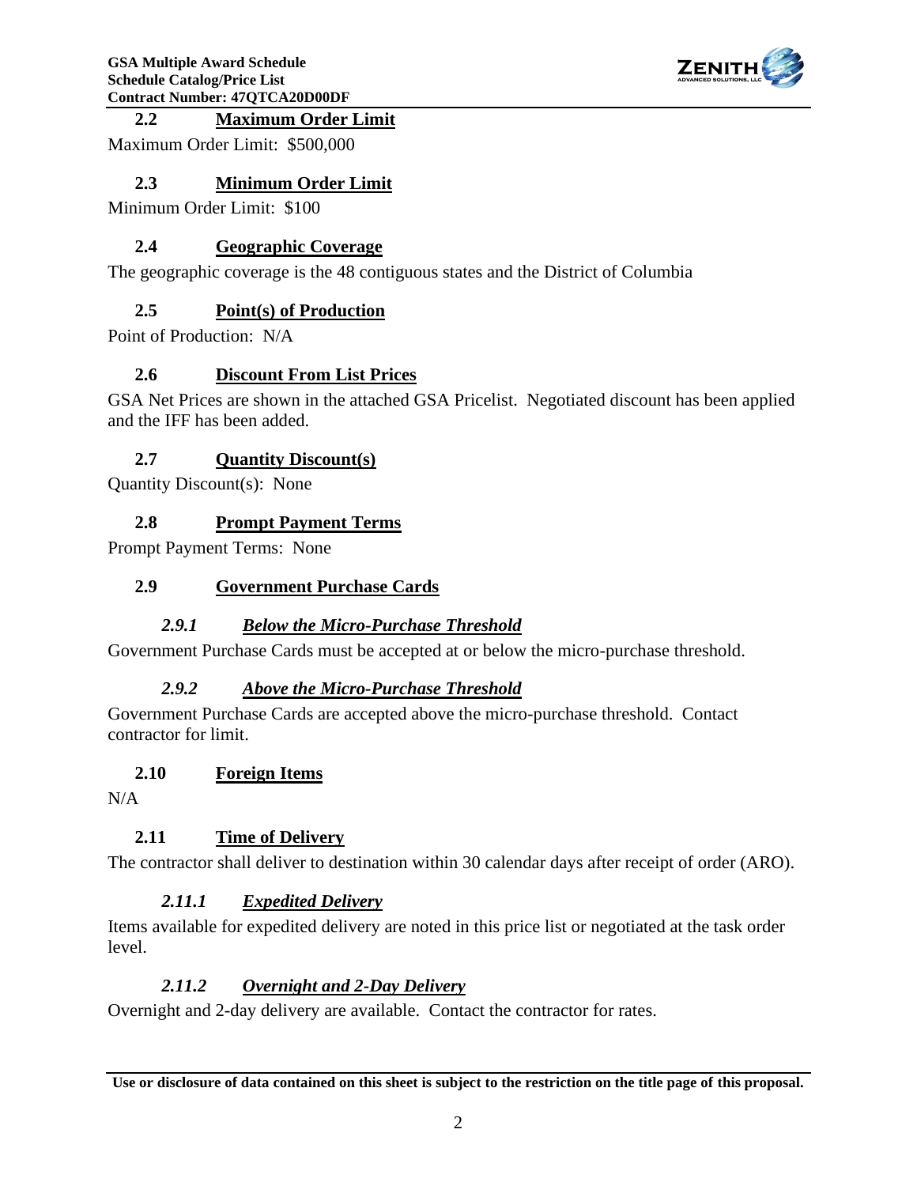## 2.2 Maximum Order Limit

Maximum Order Limit: $500,000

## 2.3 Minimum Order Limit

Minimum Order Limit: $100

## 2.4 Geographic Coverage

The geographic coverage is the 48 contiguous states and the District of Columbia

## 2.5 Point(s) of Production

Point of Production: N/A

## 2.6 Discount From List Prices

GSA Net Prices are shown in the attached GSA Pricelist. Negotiated discount has been applied and the IFF has been added.

## 2.7 Quantity Discount(s)

Quantity Discount(s): None

## 2.8 Prompt Payment Terms

Prompt Payment Terms: None

## 2.9 Government Purchase Cards

### *2.9.1 Below the Micro-Purchase Threshold*

Government Purchase Cards must be accepted at or below the micro-purchase threshold.

### *2.9.2 Above the Micro-Purchase Threshold*

Government Purchase Cards are accepted above the micro-purchase threshold. Contact contractor for limit.

## 2.10 Foreign Items

N/A

## 2.11 Time of Delivery

The contractor shall deliver to destination within 30 calendar days after receipt of order (ARO).

### *2.11.1 Expedited Delivery*

Items available for expedited delivery are noted in this price list or negotiated at the task order level.

### *2.11.2 Overnight and 2-Day Delivery*

Overnight and 2-day delivery are available. Contact the contractor for rates.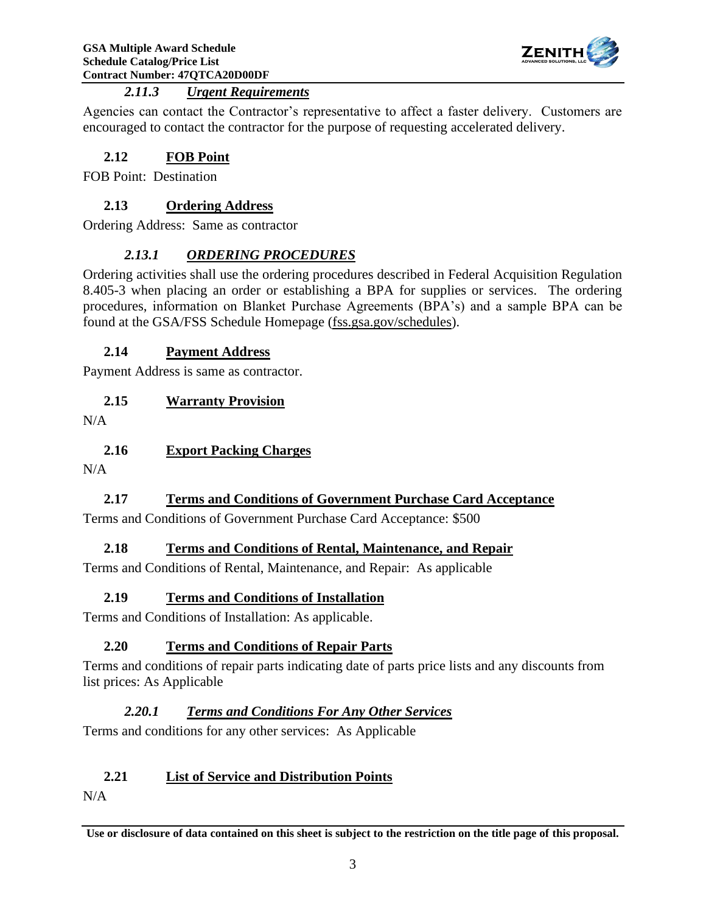### *2.11.3 Urgent Requirements*

Agencies can contact the Contractor's representative to affect a faster delivery. Customers are encouraged to contact the contractor for the purpose of requesting accelerated delivery.

## 2.12 FOB Point

FOB Point: Destination

## 2.13 Ordering Address

Ordering Address: Same as contractor

### *2.13.1 ORDERING PROCEDURES*

Ordering activities shall use the ordering procedures described in Federal Acquisition Regulation 8.405-3 when placing an order or establishing a BPA for supplies or services. The ordering procedures, information on Blanket Purchase Agreements (BPA's) and a sample BPA can be found at the GSA/FSS Schedule Homepage (fss.gsa.gov/schedules).

## 2.14 Payment Address

Payment Address is same as contractor.

## 2.15 Warranty Provision

N/A

## 2.16 Export Packing Charges

N/A

## 2.17 Terms and Conditions of Government Purchase Card Acceptance

Terms and Conditions of Government Purchase Card Acceptance: $500

## 2.18 Terms and Conditions of Rental, Maintenance, and Repair

Terms and Conditions of Rental, Maintenance, and Repair: As applicable

## 2.19 Terms and Conditions of Installation

Terms and Conditions of Installation: As applicable.

## 2.20 Terms and Conditions of Repair Parts

Terms and conditions of repair parts indicating date of parts price lists and any discounts from list prices: As Applicable

### *2.20.1 Terms and Conditions For Any Other Services*

Terms and conditions for any other services: As Applicable

## 2.21 List of Service and Distribution Points

N/A

**Use or disclosure of data contained on this sheet is subject to the restriction on the title page of this proposal.**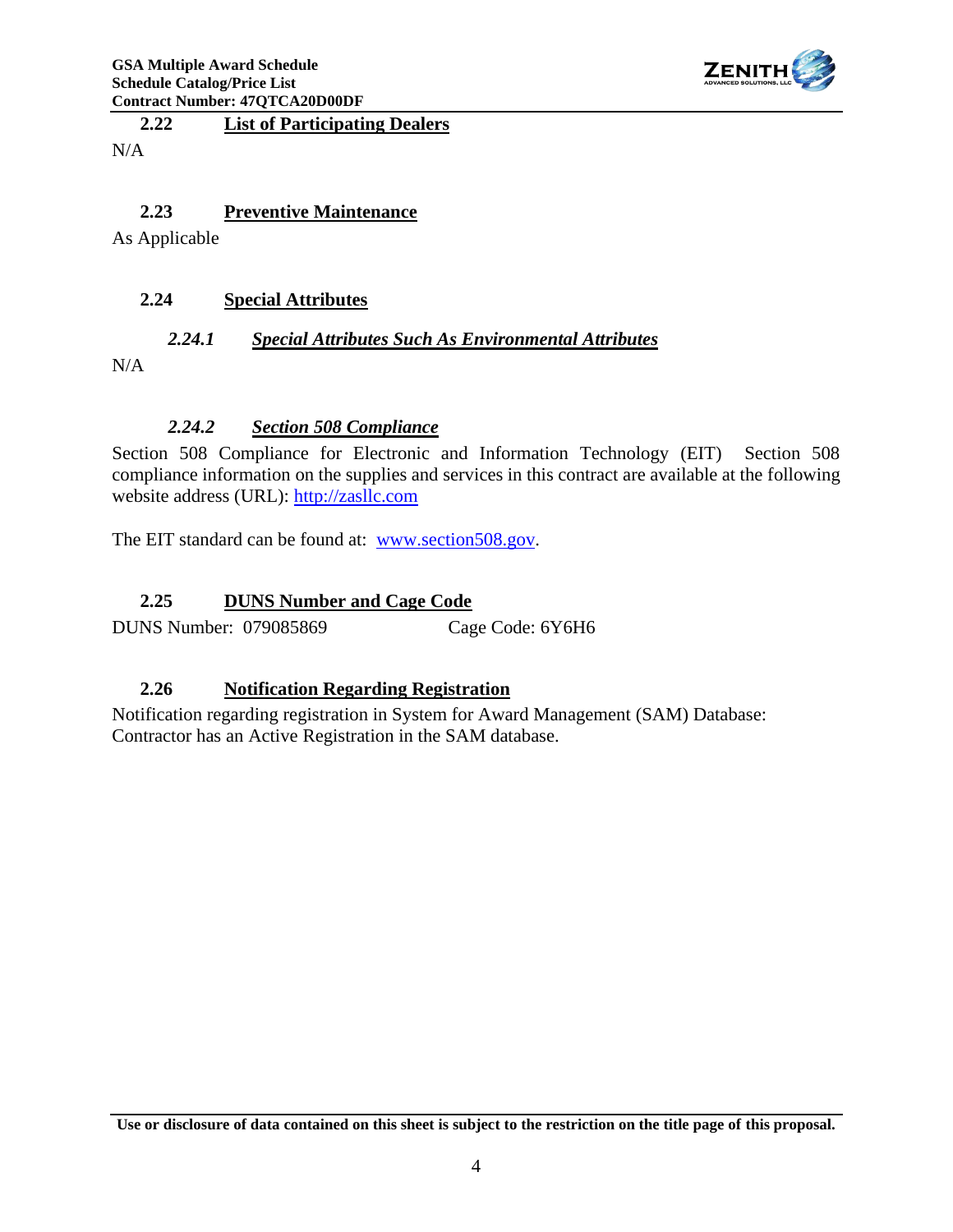## 2.22 List of Participating Dealers

N/A

## 2.23 Preventive Maintenance

As Applicable

## 2.24 Special Attributes

### *2.24.1 Special Attributes Such As Environmental Attributes*

N/A

### *2.24.2 Section 508 Compliance*

Section 508 Compliance for Electronic and Information Technology (EIT) Section 508 compliance information on the supplies and services in this contract are available at the following website address (URL): http://zasllc.com

The EIT standard can be found at: www.section508.gov.

## 2.25 DUNS Number and Cage Code

DUNS Number: 079085869 Cage Code: 6Y6H6

## 2.26 Notification Regarding Registration

Notification regarding registration in System for Award Management (SAM) Database: Contractor has an Active Registration in the SAM database.

**Use or disclosure of data contained on this sheet is subject to the restriction on the title page of this proposal.**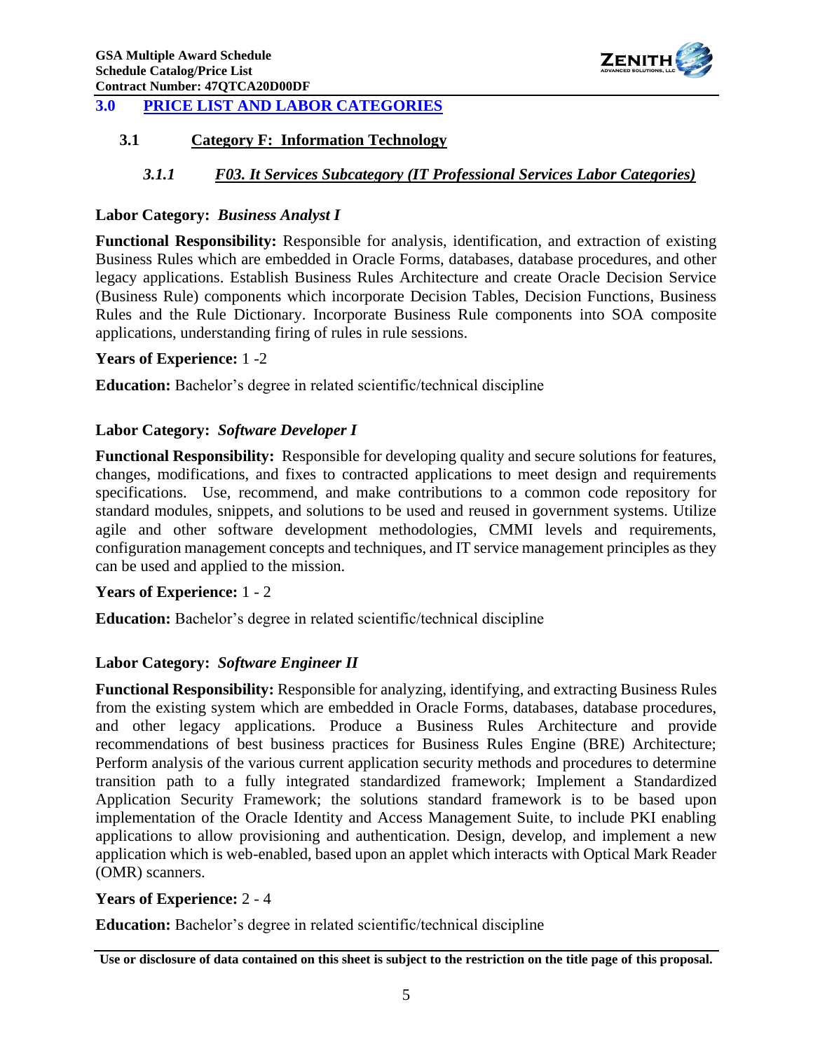## 3.0 PRICE LIST AND LABOR CATEGORIES

### 3.1 Category F: Information Technology

#### *3.1.1 F03. It Services Subcategory (IT Professional Services Labor Categories)*

**Labor Category:** ***Business Analyst I***

**Functional Responsibility:** Responsible for analysis, identification, and extraction of existing Business Rules which are embedded in Oracle Forms, databases, database procedures, and other legacy applications. Establish Business Rules Architecture and create Oracle Decision Service (Business Rule) components which incorporate Decision Tables, Decision Functions, Business Rules and the Rule Dictionary. Incorporate Business Rule components into SOA composite applications, understanding firing of rules in rule sessions.

**Years of Experience:** 1 -2

**Education:** Bachelor's degree in related scientific/technical discipline

**Labor Category:** ***Software Developer I***

**Functional Responsibility:** Responsible for developing quality and secure solutions for features, changes, modifications, and fixes to contracted applications to meet design and requirements specifications. Use, recommend, and make contributions to a common code repository for standard modules, snippets, and solutions to be used and reused in government systems. Utilize agile and other software development methodologies, CMMI levels and requirements, configuration management concepts and techniques, and IT service management principles as they can be used and applied to the mission.

**Years of Experience:** 1 - 2

**Education:** Bachelor's degree in related scientific/technical discipline

**Labor Category:** ***Software Engineer II***

**Functional Responsibility:** Responsible for analyzing, identifying, and extracting Business Rules from the existing system which are embedded in Oracle Forms, databases, database procedures, and other legacy applications. Produce a Business Rules Architecture and provide recommendations of best business practices for Business Rules Engine (BRE) Architecture; Perform analysis of the various current application security methods and procedures to determine transition path to a fully integrated standardized framework; Implement a Standardized Application Security Framework; the solutions standard framework is to be based upon implementation of the Oracle Identity and Access Management Suite, to include PKI enabling applications to allow provisioning and authentication. Design, develop, and implement a new application which is web-enabled, based upon an applet which interacts with Optical Mark Reader (OMR) scanners.

**Years of Experience:** 2 - 4

**Education:** Bachelor's degree in related scientific/technical discipline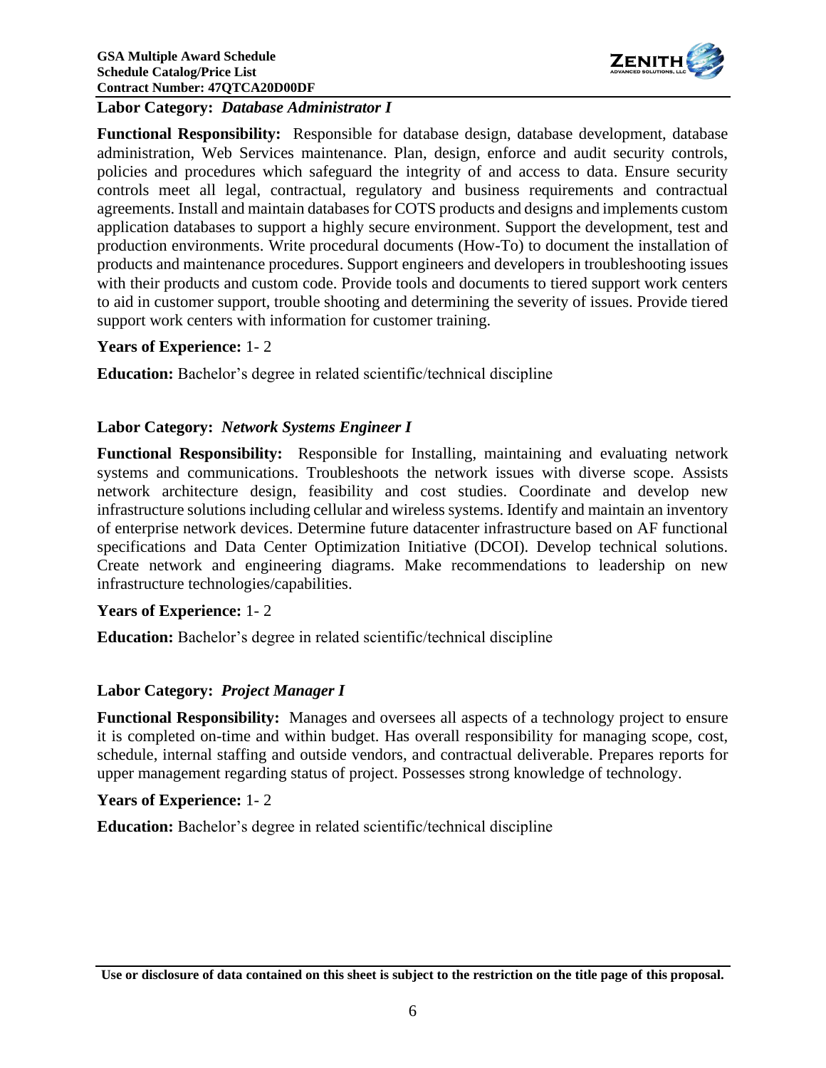**Labor Category:** ***Database Administrator I***

**Functional Responsibility:** Responsible for database design, database development, database administration, Web Services maintenance. Plan, design, enforce and audit security controls, policies and procedures which safeguard the integrity of and access to data. Ensure security controls meet all legal, contractual, regulatory and business requirements and contractual agreements. Install and maintain databases for COTS products and designs and implements custom application databases to support a highly secure environment. Support the development, test and production environments. Write procedural documents (How-To) to document the installation of products and maintenance procedures. Support engineers and developers in troubleshooting issues with their products and custom code. Provide tools and documents to tiered support work centers to aid in customer support, trouble shooting and determining the severity of issues. Provide tiered support work centers with information for customer training.

**Years of Experience:** 1- 2

**Education:** Bachelor's degree in related scientific/technical discipline

**Labor Category:** ***Network Systems Engineer I***

**Functional Responsibility:** Responsible for Installing, maintaining and evaluating network systems and communications. Troubleshoots the network issues with diverse scope. Assists network architecture design, feasibility and cost studies. Coordinate and develop new infrastructure solutions including cellular and wireless systems. Identify and maintain an inventory of enterprise network devices. Determine future datacenter infrastructure based on AF functional specifications and Data Center Optimization Initiative (DCOI). Develop technical solutions. Create network and engineering diagrams. Make recommendations to leadership on new infrastructure technologies/capabilities.

**Years of Experience:** 1- 2

**Education:** Bachelor's degree in related scientific/technical discipline

**Labor Category:** ***Project Manager I***

**Functional Responsibility:** Manages and oversees all aspects of a technology project to ensure it is completed on-time and within budget. Has overall responsibility for managing scope, cost, schedule, internal staffing and outside vendors, and contractual deliverable. Prepares reports for upper management regarding status of project. Possesses strong knowledge of technology.

**Years of Experience:** 1- 2

**Education:** Bachelor's degree in related scientific/technical discipline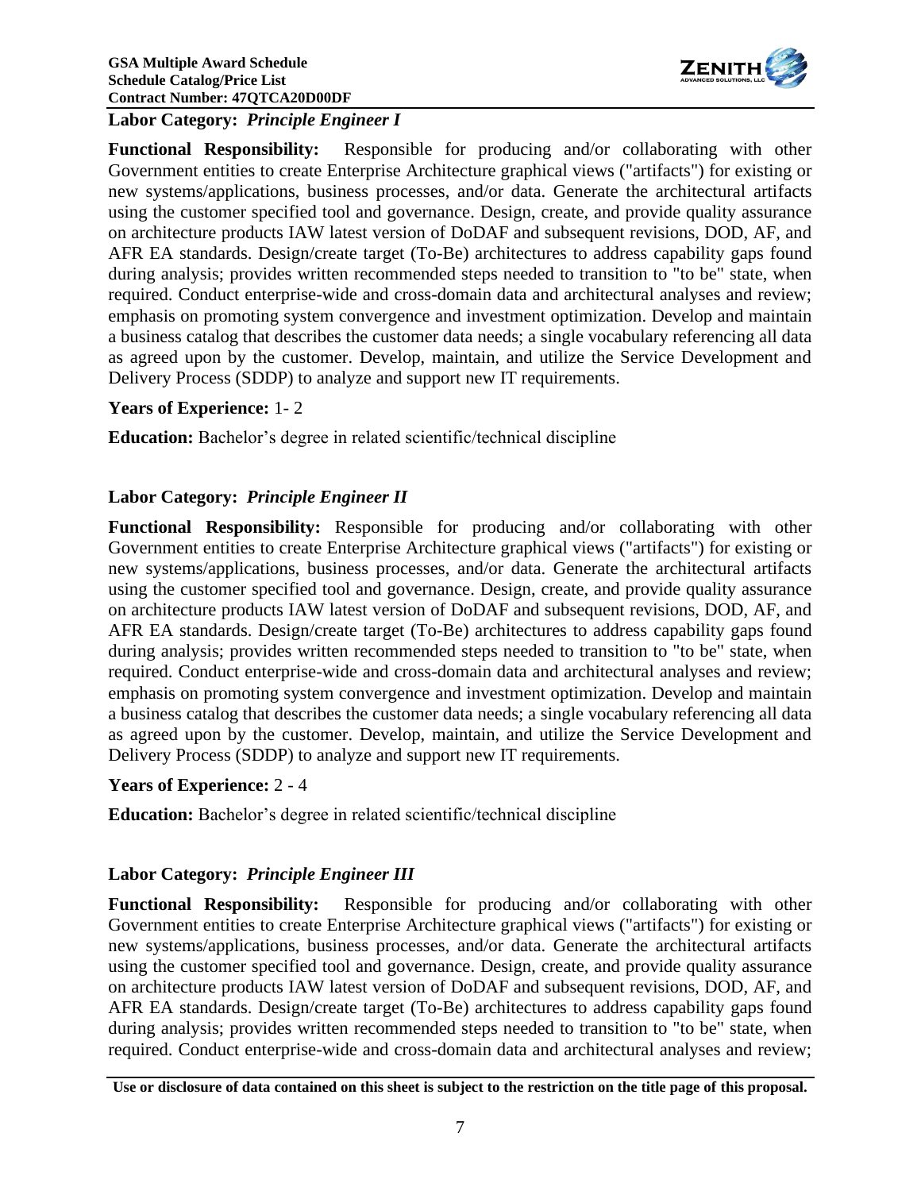**Labor Category:** ***Principle Engineer I***

**Functional Responsibility:** Responsible for producing and/or collaborating with other Government entities to create Enterprise Architecture graphical views ("artifacts") for existing or new systems/applications, business processes, and/or data. Generate the architectural artifacts using the customer specified tool and governance. Design, create, and provide quality assurance on architecture products IAW latest version of DoDAF and subsequent revisions, DOD, AF, and AFR EA standards. Design/create target (To-Be) architectures to address capability gaps found during analysis; provides written recommended steps needed to transition to "to be" state, when required. Conduct enterprise-wide and cross-domain data and architectural analyses and review; emphasis on promoting system convergence and investment optimization. Develop and maintain a business catalog that describes the customer data needs; a single vocabulary referencing all data as agreed upon by the customer. Develop, maintain, and utilize the Service Development and Delivery Process (SDDP) to analyze and support new IT requirements.

**Years of Experience:** 1- 2

**Education:** Bachelor's degree in related scientific/technical discipline

**Labor Category:** ***Principle Engineer II***

**Functional Responsibility:** Responsible for producing and/or collaborating with other Government entities to create Enterprise Architecture graphical views ("artifacts") for existing or new systems/applications, business processes, and/or data. Generate the architectural artifacts using the customer specified tool and governance. Design, create, and provide quality assurance on architecture products IAW latest version of DoDAF and subsequent revisions, DOD, AF, and AFR EA standards. Design/create target (To-Be) architectures to address capability gaps found during analysis; provides written recommended steps needed to transition to "to be" state, when required. Conduct enterprise-wide and cross-domain data and architectural analyses and review; emphasis on promoting system convergence and investment optimization. Develop and maintain a business catalog that describes the customer data needs; a single vocabulary referencing all data as agreed upon by the customer. Develop, maintain, and utilize the Service Development and Delivery Process (SDDP) to analyze and support new IT requirements.

**Years of Experience:** 2 - 4

**Education:** Bachelor's degree in related scientific/technical discipline

**Labor Category:** ***Principle Engineer III***

**Functional Responsibility:** Responsible for producing and/or collaborating with other Government entities to create Enterprise Architecture graphical views ("artifacts") for existing or new systems/applications, business processes, and/or data. Generate the architectural artifacts using the customer specified tool and governance. Design, create, and provide quality assurance on architecture products IAW latest version of DoDAF and subsequent revisions, DOD, AF, and AFR EA standards. Design/create target (To-Be) architectures to address capability gaps found during analysis; provides written recommended steps needed to transition to "to be" state, when required. Conduct enterprise-wide and cross-domain data and architectural analyses and review;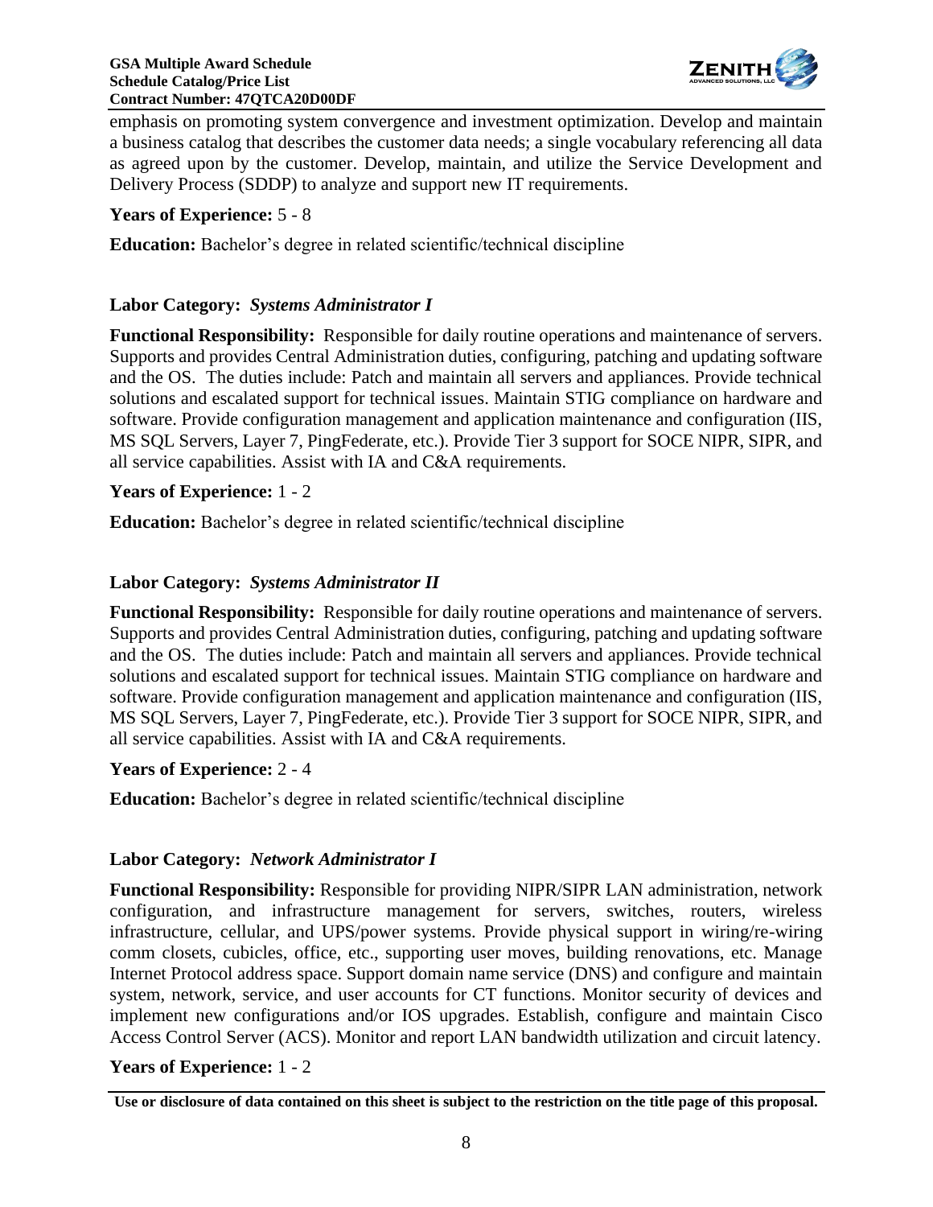emphasis on promoting system convergence and investment optimization. Develop and maintain a business catalog that describes the customer data needs; a single vocabulary referencing all data as agreed upon by the customer. Develop, maintain, and utilize the Service Development and Delivery Process (SDDP) to analyze and support new IT requirements.

**Years of Experience:** 5 - 8

**Education:** Bachelor's degree in related scientific/technical discipline

**Labor Category:** ***Systems Administrator I***

**Functional Responsibility:** Responsible for daily routine operations and maintenance of servers. Supports and provides Central Administration duties, configuring, patching and updating software and the OS. The duties include: Patch and maintain all servers and appliances. Provide technical solutions and escalated support for technical issues. Maintain STIG compliance on hardware and software. Provide configuration management and application maintenance and configuration (IIS, MS SQL Servers, Layer 7, PingFederate, etc.). Provide Tier 3 support for SOCE NIPR, SIPR, and all service capabilities. Assist with IA and C&A requirements.

**Years of Experience:** 1 - 2

**Education:** Bachelor's degree in related scientific/technical discipline

**Labor Category:** ***Systems Administrator II***

**Functional Responsibility:** Responsible for daily routine operations and maintenance of servers. Supports and provides Central Administration duties, configuring, patching and updating software and the OS. The duties include: Patch and maintain all servers and appliances. Provide technical solutions and escalated support for technical issues. Maintain STIG compliance on hardware and software. Provide configuration management and application maintenance and configuration (IIS, MS SQL Servers, Layer 7, PingFederate, etc.). Provide Tier 3 support for SOCE NIPR, SIPR, and all service capabilities. Assist with IA and C&A requirements.

**Years of Experience:** 2 - 4

**Education:** Bachelor's degree in related scientific/technical discipline

**Labor Category:** ***Network Administrator I***

**Functional Responsibility:** Responsible for providing NIPR/SIPR LAN administration, network configuration, and infrastructure management for servers, switches, routers, wireless infrastructure, cellular, and UPS/power systems. Provide physical support in wiring/re-wiring comm closets, cubicles, office, etc., supporting user moves, building renovations, etc. Manage Internet Protocol address space. Support domain name service (DNS) and configure and maintain system, network, service, and user accounts for CT functions. Monitor security of devices and implement new configurations and/or IOS upgrades. Establish, configure and maintain Cisco Access Control Server (ACS). Monitor and report LAN bandwidth utilization and circuit latency.

**Years of Experience:** 1 - 2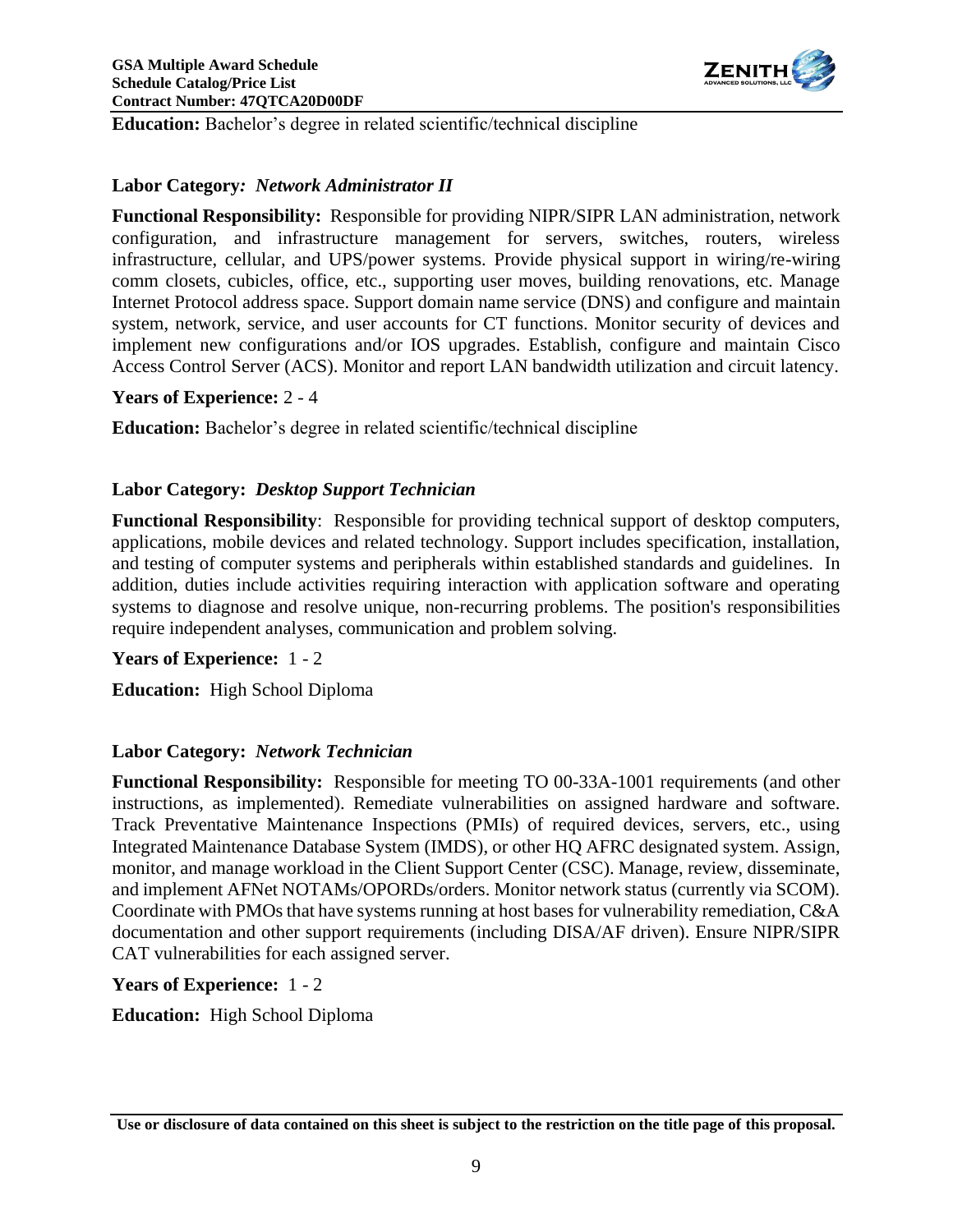**Education:** Bachelor's degree in related scientific/technical discipline

**Labor Category:** ***Network Administrator II***

**Functional Responsibility:** Responsible for providing NIPR/SIPR LAN administration, network configuration, and infrastructure management for servers, switches, routers, wireless infrastructure, cellular, and UPS/power systems. Provide physical support in wiring/re-wiring comm closets, cubicles, office, etc., supporting user moves, building renovations, etc. Manage Internet Protocol address space. Support domain name service (DNS) and configure and maintain system, network, service, and user accounts for CT functions. Monitor security of devices and implement new configurations and/or IOS upgrades. Establish, configure and maintain Cisco Access Control Server (ACS). Monitor and report LAN bandwidth utilization and circuit latency.

**Years of Experience:** 2 - 4

**Education:** Bachelor's degree in related scientific/technical discipline

**Labor Category:** ***Desktop Support Technician***

**Functional Responsibility**: Responsible for providing technical support of desktop computers, applications, mobile devices and related technology. Support includes specification, installation, and testing of computer systems and peripherals within established standards and guidelines. In addition, duties include activities requiring interaction with application software and operating systems to diagnose and resolve unique, non-recurring problems. The position's responsibilities require independent analyses, communication and problem solving.

**Years of Experience:** 1 - 2

**Education:** High School Diploma

**Labor Category:** ***Network Technician***

**Functional Responsibility:** Responsible for meeting TO 00-33A-1001 requirements (and other instructions, as implemented). Remediate vulnerabilities on assigned hardware and software. Track Preventative Maintenance Inspections (PMIs) of required devices, servers, etc., using Integrated Maintenance Database System (IMDS), or other HQ AFRC designated system. Assign, monitor, and manage workload in the Client Support Center (CSC). Manage, review, disseminate, and implement AFNet NOTAMs/OPORDs/orders. Monitor network status (currently via SCOM). Coordinate with PMOs that have systems running at host bases for vulnerability remediation, C&A documentation and other support requirements (including DISA/AF driven). Ensure NIPR/SIPR CAT vulnerabilities for each assigned server.

**Years of Experience:** 1 - 2

**Education:** High School Diploma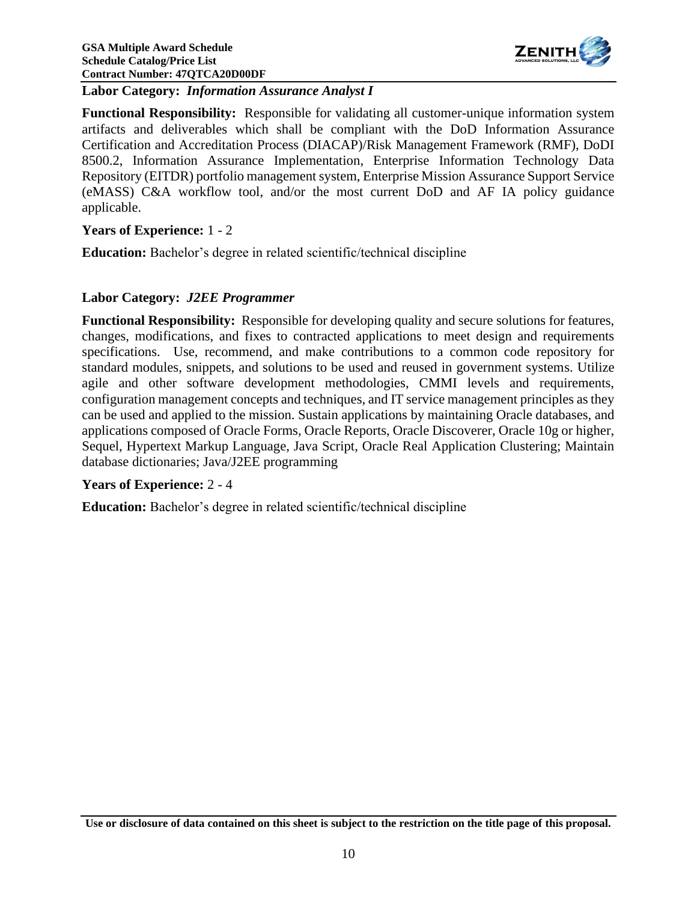**Labor Category:** ***Information Assurance Analyst I***

**Functional Responsibility:** Responsible for validating all customer-unique information system artifacts and deliverables which shall be compliant with the DoD Information Assurance Certification and Accreditation Process (DIACAP)/Risk Management Framework (RMF), DoDI 8500.2, Information Assurance Implementation, Enterprise Information Technology Data Repository (EITDR) portfolio management system, Enterprise Mission Assurance Support Service (eMASS) C&A workflow tool, and/or the most current DoD and AF IA policy guidance applicable.

**Years of Experience:** 1 - 2

**Education:** Bachelor's degree in related scientific/technical discipline

**Labor Category:** ***J2EE Programmer***

**Functional Responsibility:** Responsible for developing quality and secure solutions for features, changes, modifications, and fixes to contracted applications to meet design and requirements specifications. Use, recommend, and make contributions to a common code repository for standard modules, snippets, and solutions to be used and reused in government systems. Utilize agile and other software development methodologies, CMMI levels and requirements, configuration management concepts and techniques, and IT service management principles as they can be used and applied to the mission. Sustain applications by maintaining Oracle databases, and applications composed of Oracle Forms, Oracle Reports, Oracle Discoverer, Oracle 10g or higher, Sequel, Hypertext Markup Language, Java Script, Oracle Real Application Clustering; Maintain database dictionaries; Java/J2EE programming

**Years of Experience:** 2 - 4

**Education:** Bachelor's degree in related scientific/technical discipline

**Use or disclosure of data contained on this sheet is subject to the restriction on the title page of this proposal.**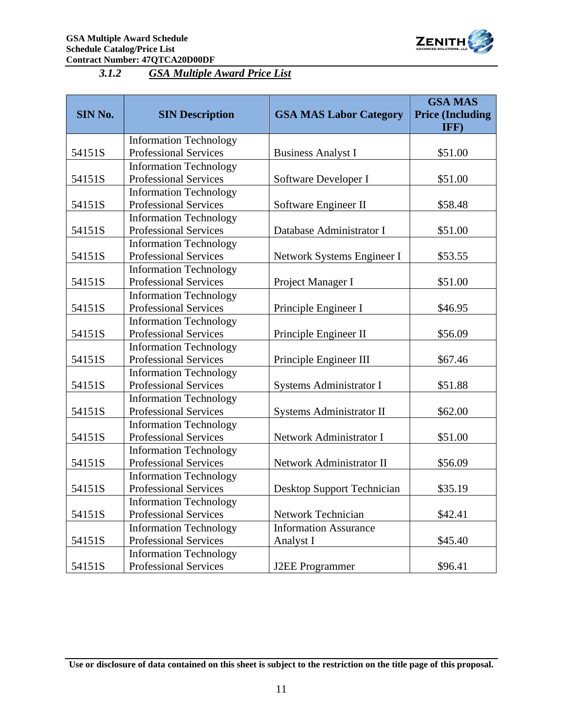### 3.1.2 *GSA Multiple Award Price List*

| SIN No. | SIN Description | GSA MAS Labor Category | GSA MAS Price (Including IFF) |
|---|---|---|---|
| 54151S | Information Technology Professional Services | Business Analyst I | $51.00 |
| 54151S | Information Technology Professional Services | Software Developer I | $51.00 |
| 54151S | Information Technology Professional Services | Software Engineer II | $58.48 |
| 54151S | Information Technology Professional Services | Database Administrator I | $51.00 |
| 54151S | Information Technology Professional Services | Network Systems Engineer I | $53.55 |
| 54151S | Information Technology Professional Services | Project Manager I | $51.00 |
| 54151S | Information Technology Professional Services | Principle Engineer I | $46.95 |
| 54151S | Information Technology Professional Services | Principle Engineer II | $56.09 |
| 54151S | Information Technology Professional Services | Principle Engineer III | $67.46 |
| 54151S | Information Technology Professional Services | Systems Administrator I | $51.88 |
| 54151S | Information Technology Professional Services | Systems Administrator II | $62.00 |
| 54151S | Information Technology Professional Services | Network Administrator I | $51.00 |
| 54151S | Information Technology Professional Services | Network Administrator II | $56.09 |
| 54151S | Information Technology Professional Services | Desktop Support Technician | $35.19 |
| 54151S | Information Technology Professional Services | Network Technician | $42.41 |
| 54151S | Information Technology Professional Services | Information Assurance Analyst I | $45.40 |
| 54151S | Information Technology Professional Services | J2EE Programmer | $96.41 |